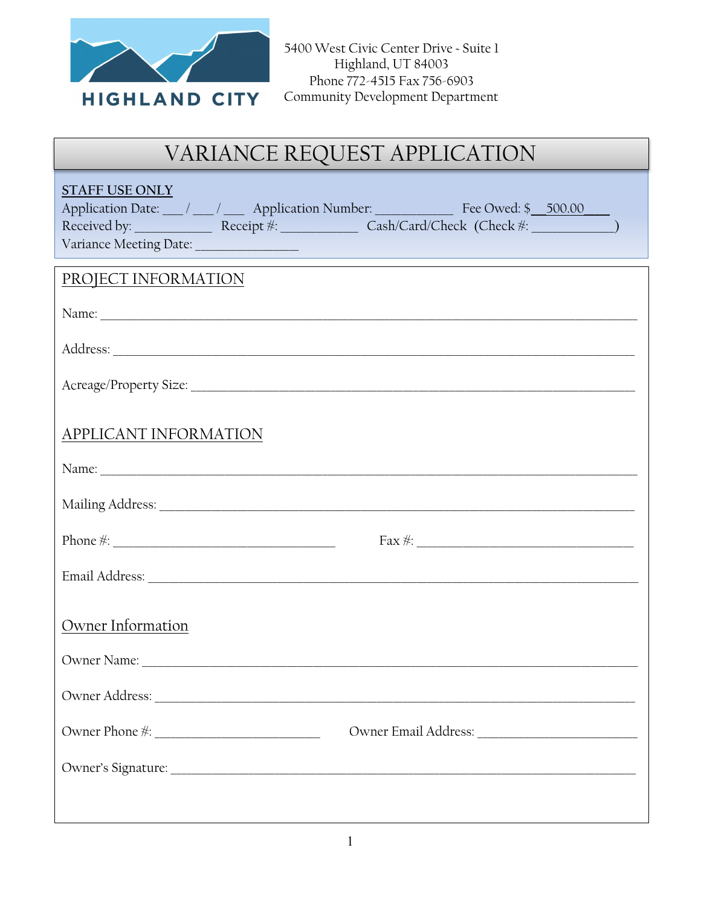HIGHLAND CITY

5400 West Civic Center Drive - Suite 1
Highland, UT 84003
Phone 772-4515 Fax 756-6903
Community Development Department

# VARIANCE REQUEST APPLICATION

**STAFF USE ONLY**

Application Date: ___ / ___ / ___ Application Number: ___________ Fee Owed: $__500.00___
Received by: ___________ Receipt #: ___________ Cash/Card/Check (Check #: ___________)
Variance Meeting Date: _______________

## PROJECT INFORMATION

Name: ______________________________________________________________________

Address: ____________________________________________________________________

Acreage/Property Size: _______________________________________________________

## APPLICANT INFORMATION

Name: ______________________________________________________________________

Mailing Address: _____________________________________________________________

Phone #: _________________________________ Fax #: _________________________________

Email Address: _______________________________________________________________

## Owner Information

Owner Name: ________________________________________________________________

Owner Address: ______________________________________________________________

Owner Phone #: _________________________ Owner Email Address: _________________________

Owner's Signature: ____________________________________________________________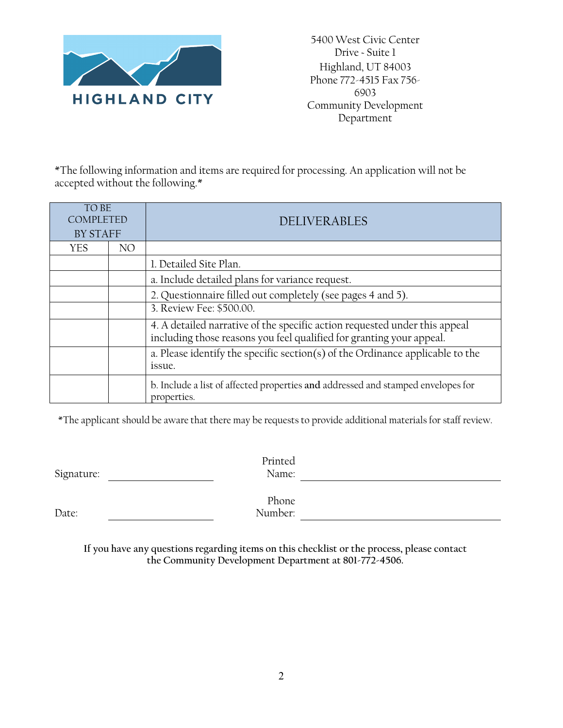HIGHLAND CITY

5400 West Civic Center Drive - Suite 1
Highland, UT 84003
Phone 772-4515 Fax 756-6903
Community Development Department

*The following information and items are required for processing. An application will not be accepted without the following.*

| TO BE COMPLETED BY STAFF | | DELIVERABLES |
|---|---|---|
| YES | NO | |
| | | 1. Detailed Site Plan. |
| | | a. Include detailed plans for variance request. |
| | | 2. Questionnaire filled out completely (see pages 4 and 5). |
| | | 3. Review Fee: $500.00. |
| | | 4. A detailed narrative of the specific action requested under this appeal including those reasons you feel qualified for granting your appeal. |
| | | a. Please identify the specific section(s) of the Ordinance applicable to the issue. |
| | | b. Include a list of affected properties **and** addressed and stamped envelopes for properties. |

*The applicant should be aware that there may be requests to provide additional materials for staff review.

Signature: ____________________ Printed Name: ____________________

Date: ____________________ Phone Number: ____________________

**If you have any questions regarding items on this checklist or the process, please contact the Community Development Department at 801-772-4506.**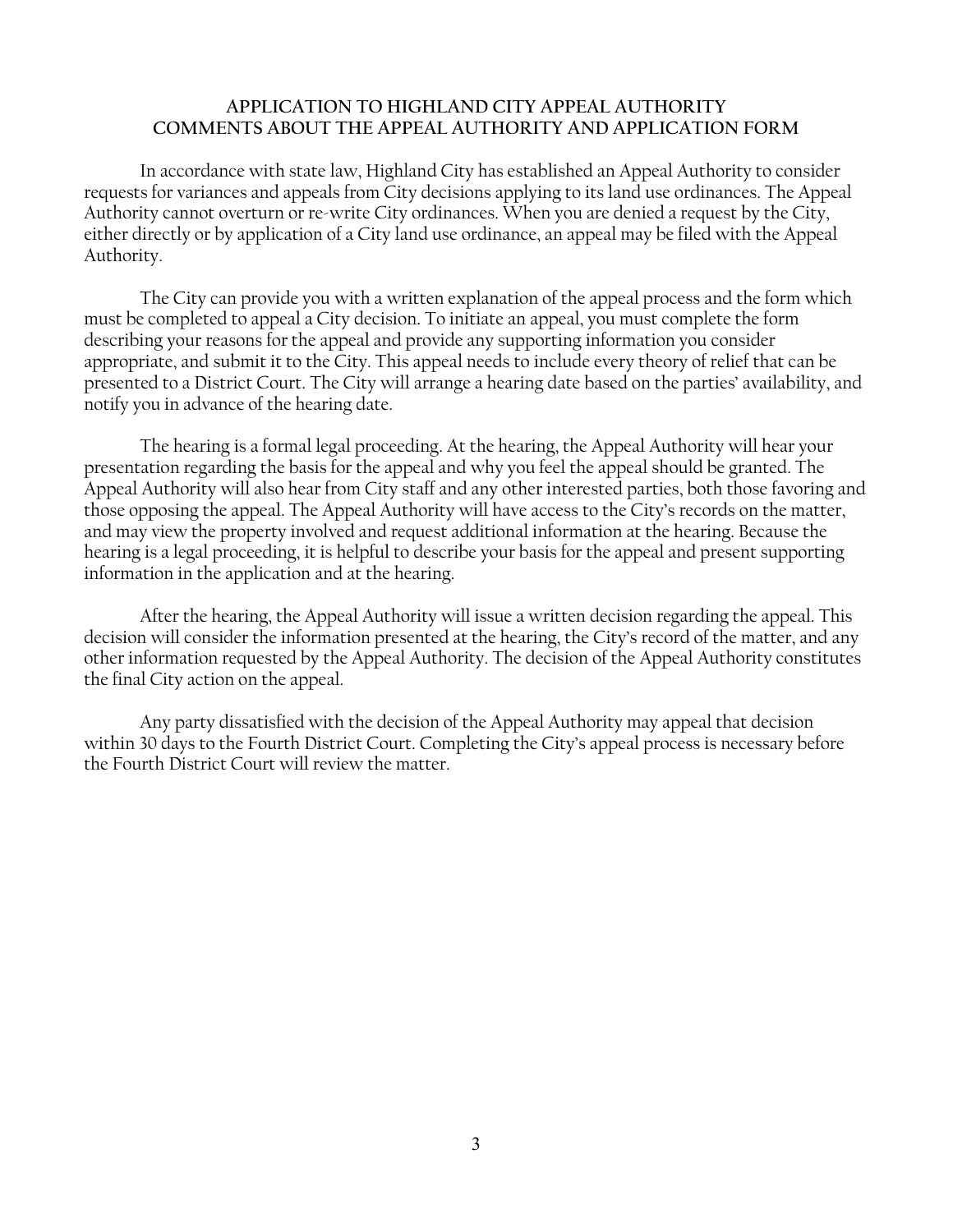## APPLICATION TO HIGHLAND CITY APPEAL AUTHORITY
## COMMENTS ABOUT THE APPEAL AUTHORITY AND APPLICATION FORM

In accordance with state law, Highland City has established an Appeal Authority to consider requests for variances and appeals from City decisions applying to its land use ordinances. The Appeal Authority cannot overturn or re-write City ordinances. When you are denied a request by the City, either directly or by application of a City land use ordinance, an appeal may be filed with the Appeal Authority.

The City can provide you with a written explanation of the appeal process and the form which must be completed to appeal a City decision. To initiate an appeal, you must complete the form describing your reasons for the appeal and provide any supporting information you consider appropriate, and submit it to the City. This appeal needs to include every theory of relief that can be presented to a District Court. The City will arrange a hearing date based on the parties' availability, and notify you in advance of the hearing date.

The hearing is a formal legal proceeding. At the hearing, the Appeal Authority will hear your presentation regarding the basis for the appeal and why you feel the appeal should be granted. The Appeal Authority will also hear from City staff and any other interested parties, both those favoring and those opposing the appeal. The Appeal Authority will have access to the City's records on the matter, and may view the property involved and request additional information at the hearing. Because the hearing is a legal proceeding, it is helpful to describe your basis for the appeal and present supporting information in the application and at the hearing.

After the hearing, the Appeal Authority will issue a written decision regarding the appeal. This decision will consider the information presented at the hearing, the City's record of the matter, and any other information requested by the Appeal Authority. The decision of the Appeal Authority constitutes the final City action on the appeal.

Any party dissatisfied with the decision of the Appeal Authority may appeal that decision within 30 days to the Fourth District Court. Completing the City's appeal process is necessary before the Fourth District Court will review the matter.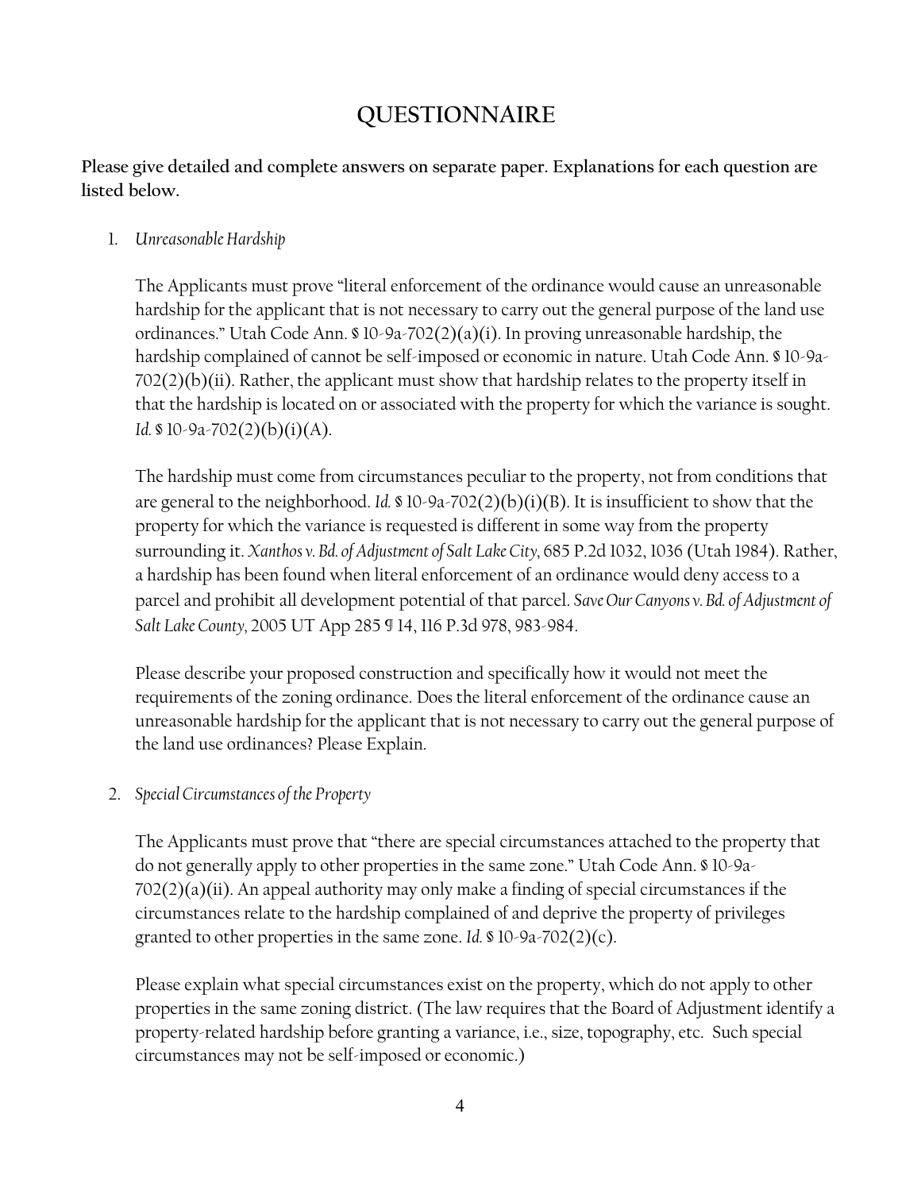# QUESTIONNAIRE

**Please give detailed and complete answers on separate paper. Explanations for each question are listed below.**

1. *Unreasonable Hardship*

   The Applicants must prove "literal enforcement of the ordinance would cause an unreasonable hardship for the applicant that is not necessary to carry out the general purpose of the land use ordinances." Utah Code Ann. § 10-9a-702(2)(a)(i). In proving unreasonable hardship, the hardship complained of cannot be self-imposed or economic in nature. Utah Code Ann. § 10-9a-702(2)(b)(ii). Rather, the applicant must show that hardship relates to the property itself in that the hardship is located on or associated with the property for which the variance is sought. *Id.* § 10-9a-702(2)(b)(i)(A).

   The hardship must come from circumstances peculiar to the property, not from conditions that are general to the neighborhood. *Id.* § 10-9a-702(2)(b)(i)(B). It is insufficient to show that the property for which the variance is requested is different in some way from the property surrounding it. *Xanthos v. Bd. of Adjustment of Salt Lake City*, 685 P.2d 1032, 1036 (Utah 1984). Rather, a hardship has been found when literal enforcement of an ordinance would deny access to a parcel and prohibit all development potential of that parcel. *Save Our Canyons v. Bd. of Adjustment of Salt Lake County*, 2005 UT App 285 ¶ 14, 116 P.3d 978, 983-984.

   Please describe your proposed construction and specifically how it would not meet the requirements of the zoning ordinance. Does the literal enforcement of the ordinance cause an unreasonable hardship for the applicant that is not necessary to carry out the general purpose of the land use ordinances? Please Explain.

2. *Special Circumstances of the Property*

   The Applicants must prove that "there are special circumstances attached to the property that do not generally apply to other properties in the same zone." Utah Code Ann. § 10-9a-702(2)(a)(ii). An appeal authority may only make a finding of special circumstances if the circumstances relate to the hardship complained of and deprive the property of privileges granted to other properties in the same zone. *Id.* § 10-9a-702(2)(c).

   Please explain what special circumstances exist on the property, which do not apply to other properties in the same zoning district. (The law requires that the Board of Adjustment identify a property-related hardship before granting a variance, i.e., size, topography, etc. Such special circumstances may not be self-imposed or economic.)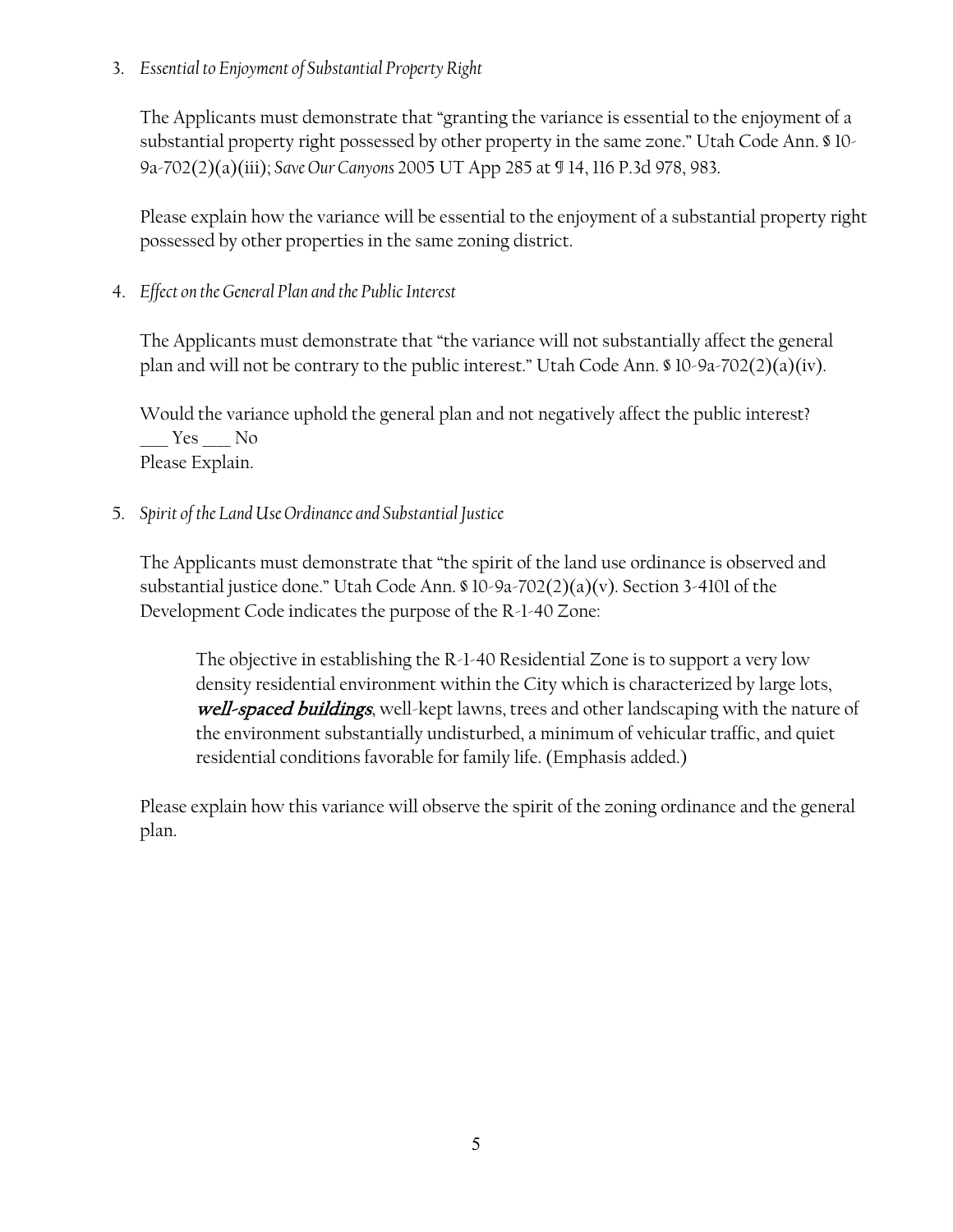3. *Essential to Enjoyment of Substantial Property Right*

   The Applicants must demonstrate that "granting the variance is essential to the enjoyment of a substantial property right possessed by other property in the same zone." Utah Code Ann. § 10-9a-702(2)(a)(iii); *Save Our Canyons* 2005 UT App 285 at ¶ 14, 116 P.3d 978, 983.

   Please explain how the variance will be essential to the enjoyment of a substantial property right possessed by other properties in the same zoning district.

4. *Effect on the General Plan and the Public Interest*

   The Applicants must demonstrate that "the variance will not substantially affect the general plan and will not be contrary to the public interest." Utah Code Ann. § 10-9a-702(2)(a)(iv).

   Would the variance uphold the general plan and not negatively affect the public interest?
   ___ Yes ___ No
   Please Explain.

5. *Spirit of the Land Use Ordinance and Substantial Justice*

   The Applicants must demonstrate that "the spirit of the land use ordinance is observed and substantial justice done." Utah Code Ann. § 10-9a-702(2)(a)(v). Section 3-4101 of the Development Code indicates the purpose of the R-1-40 Zone:

   > The objective in establishing the R-1-40 Residential Zone is to support a very low density residential environment within the City which is characterized by large lots, ***well-spaced buildings***, well-kept lawns, trees and other landscaping with the nature of the environment substantially undisturbed, a minimum of vehicular traffic, and quiet residential conditions favorable for family life. (Emphasis added.)

   Please explain how this variance will observe the spirit of the zoning ordinance and the general plan.